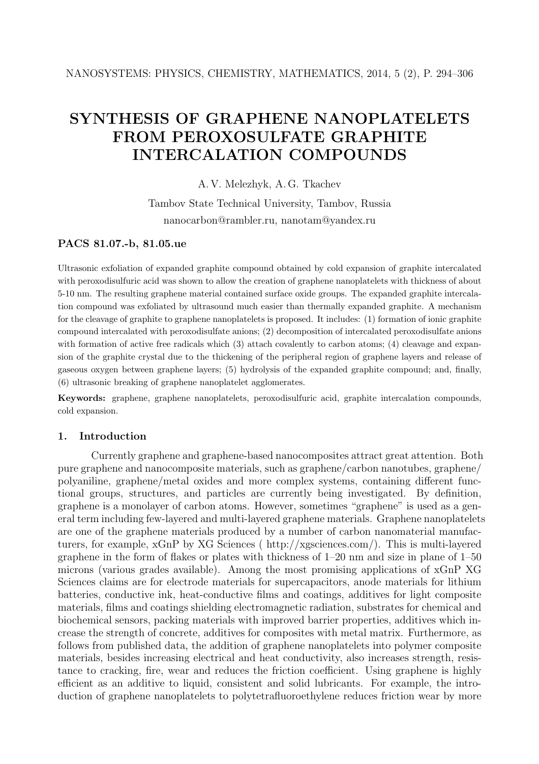# SYNTHESIS OF GRAPHENE NANOPLATELETS FROM PEROXOSULFATE GRAPHITE INTERCALATION COMPOUNDS

A. V. Melezhyk, A. G. Tkachev

Tambov State Technical University, Tambov, Russia

nanocarbon@rambler.ru, nanotam@yandex.ru

**PACS 81.07.-b, 81.05.ue**

Ultrasonic exfoliation of expanded graphite compound obtained by cold expansion of graphite intercalated with peroxodisulfuric acid was shown to allow the creation of graphene nanoplatelets with thickness of about 5-10 nm. The resulting graphene material contained surface oxide groups. The expanded graphite intercalation compound was exfoliated by ultrasound much easier than thermally expanded graphite. A mechanism for the cleavage of graphite to graphene nanoplatelets is proposed. It includes: (1) formation of ionic graphite compound intercalated with peroxodisulfate anions; (2) decomposition of intercalated peroxodisulfate anions with formation of active free radicals which (3) attach covalently to carbon atoms; (4) cleavage and expansion of the graphite crystal due to the thickening of the peripheral region of graphene layers and release of gaseous oxygen between graphene layers; (5) hydrolysis of the expanded graphite compound; and, finally, (6) ultrasonic breaking of graphene nanoplatelet agglomerates.

**Keywords:** graphene, graphene nanoplatelets, peroxodisulfuric acid, graphite intercalation compounds, cold expansion.

## 1. Introduction

Currently graphene and graphene-based nanocomposites attract great attention. Both pure graphene and nanocomposite materials, such as graphene/carbon nanotubes, graphene/polyaniline, graphene/metal oxides and more complex systems, containing different functional groups, structures, and particles are currently being investigated. By definition, graphene is a monolayer of carbon atoms. However, sometimes "graphene" is used as a general term including few-layered and multi-layered graphene materials. Graphene nanoplatelets are one of the graphene materials produced by a number of carbon nanomaterial manufacturers, for example, xGnP by XG Sciences ( http://xgsciences.com/). This is multi-layered graphene in the form of flakes or plates with thickness of 1–20 nm and size in plane of 1–50 microns (various grades available). Among the most promising applications of xGnP XG Sciences claims are for electrode materials for supercapacitors, anode materials for lithium batteries, conductive ink, heat-conductive films and coatings, additives for light composite materials, films and coatings shielding electromagnetic radiation, substrates for chemical and biochemical sensors, packing materials with improved barrier properties, additives which increase the strength of concrete, additives for composites with metal matrix. Furthermore, as follows from published data, the addition of graphene nanoplatelets into polymer composite materials, besides increasing electrical and heat conductivity, also increases strength, resistance to cracking, fire, wear and reduces the friction coefficient. Using graphene is highly efficient as an additive to liquid, consistent and solid lubricants. For example, the introduction of graphene nanoplatelets to polytetrafluoroethylene reduces friction wear by more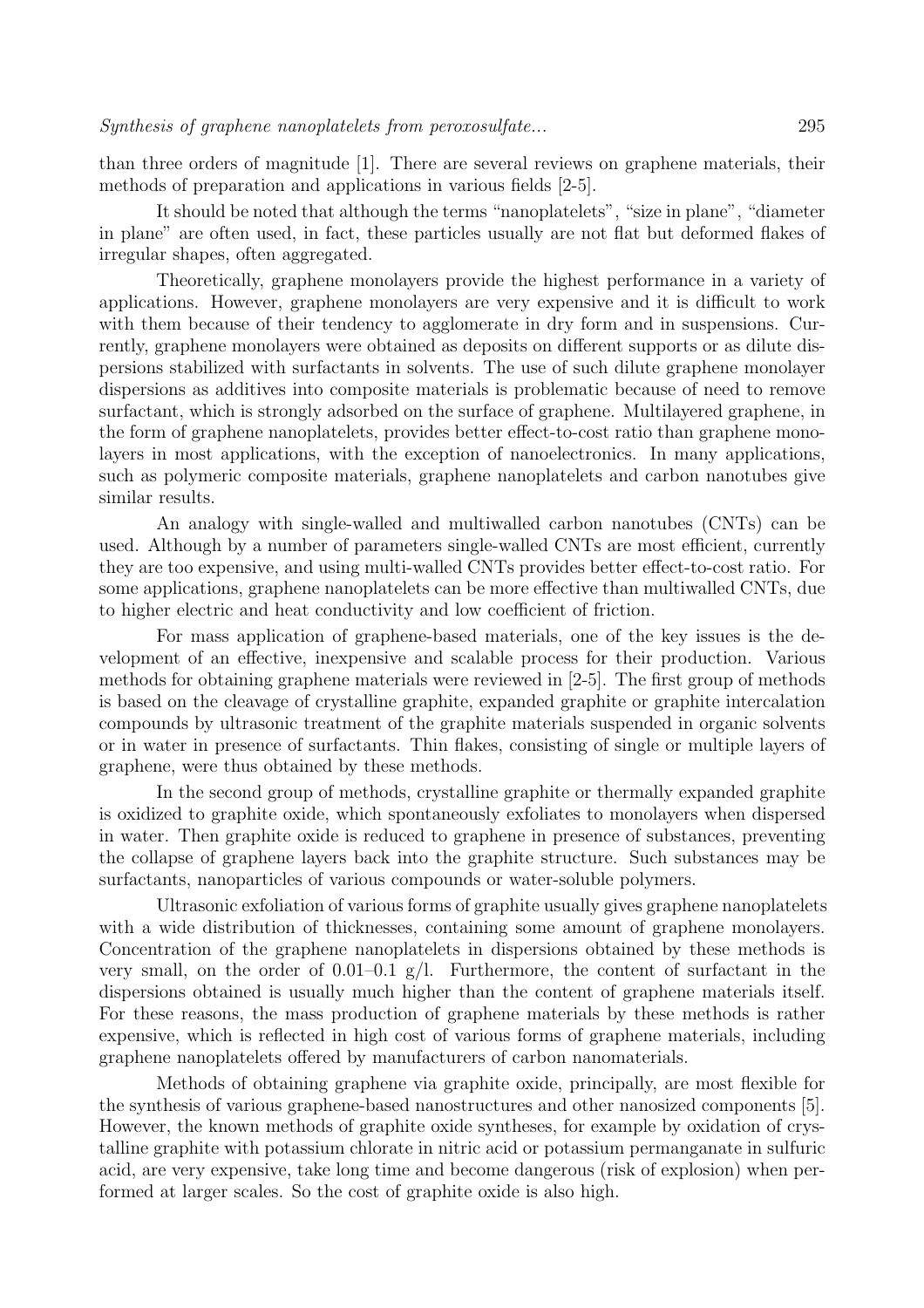than three orders of magnitude [1]. There are several reviews on graphene materials, their methods of preparation and applications in various fields [2-5].

It should be noted that although the terms "nanoplatelets", "size in plane", "diameter in plane" are often used, in fact, these particles usually are not flat but deformed flakes of irregular shapes, often aggregated.

Theoretically, graphene monolayers provide the highest performance in a variety of applications. However, graphene monolayers are very expensive and it is difficult to work with them because of their tendency to agglomerate in dry form and in suspensions. Currently, graphene monolayers were obtained as deposits on different supports or as dilute dispersions stabilized with surfactants in solvents. The use of such dilute graphene monolayer dispersions as additives into composite materials is problematic because of need to remove surfactant, which is strongly adsorbed on the surface of graphene. Multilayered graphene, in the form of graphene nanoplatelets, provides better effect-to-cost ratio than graphene monolayers in most applications, with the exception of nanoelectronics. In many applications, such as polymeric composite materials, graphene nanoplatelets and carbon nanotubes give similar results.

An analogy with single-walled and multiwalled carbon nanotubes (CNTs) can be used. Although by a number of parameters single-walled CNTs are most efficient, currently they are too expensive, and using multi-walled CNTs provides better effect-to-cost ratio. For some applications, graphene nanoplatelets can be more effective than multiwalled CNTs, due to higher electric and heat conductivity and low coefficient of friction.

For mass application of graphene-based materials, one of the key issues is the development of an effective, inexpensive and scalable process for their production. Various methods for obtaining graphene materials were reviewed in [2-5]. The first group of methods is based on the cleavage of crystalline graphite, expanded graphite or graphite intercalation compounds by ultrasonic treatment of the graphite materials suspended in organic solvents or in water in presence of surfactants. Thin flakes, consisting of single or multiple layers of graphene, were thus obtained by these methods.

In the second group of methods, crystalline graphite or thermally expanded graphite is oxidized to graphite oxide, which spontaneously exfoliates to monolayers when dispersed in water. Then graphite oxide is reduced to graphene in presence of substances, preventing the collapse of graphene layers back into the graphite structure. Such substances may be surfactants, nanoparticles of various compounds or water-soluble polymers.

Ultrasonic exfoliation of various forms of graphite usually gives graphene nanoplatelets with a wide distribution of thicknesses, containing some amount of graphene monolayers. Concentration of the graphene nanoplatelets in dispersions obtained by these methods is very small, on the order of 0.01–0.1 g/l. Furthermore, the content of surfactant in the dispersions obtained is usually much higher than the content of graphene materials itself. For these reasons, the mass production of graphene materials by these methods is rather expensive, which is reflected in high cost of various forms of graphene materials, including graphene nanoplatelets offered by manufacturers of carbon nanomaterials.

Methods of obtaining graphene via graphite oxide, principally, are most flexible for the synthesis of various graphene-based nanostructures and other nanosized components [5]. However, the known methods of graphite oxide syntheses, for example by oxidation of crystalline graphite with potassium chlorate in nitric acid or potassium permanganate in sulfuric acid, are very expensive, take long time and become dangerous (risk of explosion) when performed at larger scales. So the cost of graphite oxide is also high.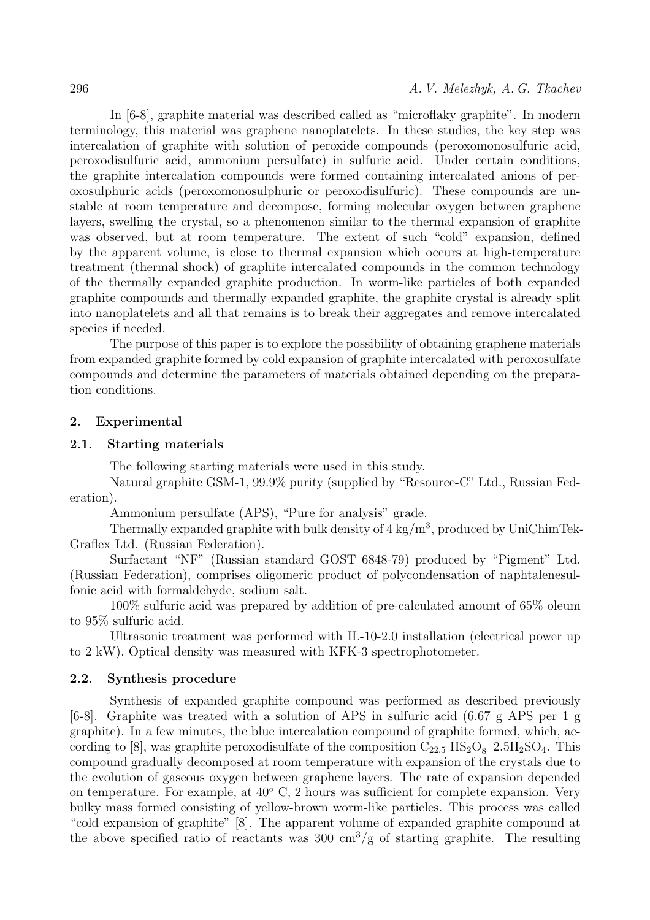In [6-8], graphite material was described called as "microflaky graphite". In modern terminology, this material was graphene nanoplatelets. In these studies, the key step was intercalation of graphite with solution of peroxide compounds (peroxomonosulfuric acid, peroxodisulfuric acid, ammonium persulfate) in sulfuric acid. Under certain conditions, the graphite intercalation compounds were formed containing intercalated anions of peroxosulphuric acids (peroxomonosulphuric or peroxodisulfuric). These compounds are unstable at room temperature and decompose, forming molecular oxygen between graphene layers, swelling the crystal, so a phenomenon similar to the thermal expansion of graphite was observed, but at room temperature. The extent of such "cold" expansion, defined by the apparent volume, is close to thermal expansion which occurs at high-temperature treatment (thermal shock) of graphite intercalated compounds in the common technology of the thermally expanded graphite production. In worm-like particles of both expanded graphite compounds and thermally expanded graphite, the graphite crystal is already split into nanoplatelets and all that remains is to break their aggregates and remove intercalated species if needed.

The purpose of this paper is to explore the possibility of obtaining graphene materials from expanded graphite formed by cold expansion of graphite intercalated with peroxosulfate compounds and determine the parameters of materials obtained depending on the preparation conditions.

## 2. Experimental

### 2.1. Starting materials

The following starting materials were used in this study.

Natural graphite GSM-1, 99.9% purity (supplied by "Resource-C" Ltd., Russian Federation).

Ammonium persulfate (APS), "Pure for analysis" grade.

Thermally expanded graphite with bulk density of 4 kg/m$^3$, produced by UniChimTek-Graflex Ltd. (Russian Federation).

Surfactant "NF" (Russian standard GOST 6848-79) produced by "Pigment" Ltd. (Russian Federation), comprises oligomeric product of polycondensation of naphtalenesulfonic acid with formaldehyde, sodium salt.

100% sulfuric acid was prepared by addition of pre-calculated amount of 65% oleum to 95% sulfuric acid.

Ultrasonic treatment was performed with IL-10-2.0 installation (electrical power up to 2 kW). Optical density was measured with KFK-3 spectrophotometer.

### 2.2. Synthesis procedure

Synthesis of expanded graphite compound was performed as described previously [6-8]. Graphite was treated with a solution of APS in sulfuric acid (6.67 g APS per 1 g graphite). In a few minutes, the blue intercalation compound of graphite formed, which, according to [8], was graphite peroxodisulfate of the composition $C_{22.5}\ HS_2O_8^-\ 2.5H_2SO_4$. This compound gradually decomposed at room temperature with expansion of the crystals due to the evolution of gaseous oxygen between graphene layers. The rate of expansion depended on temperature. For example, at 40° C, 2 hours was sufficient for complete expansion. Very bulky mass formed consisting of yellow-brown worm-like particles. This process was called "cold expansion of graphite" [8]. The apparent volume of expanded graphite compound at the above specified ratio of reactants was 300 cm$^3$/g of starting graphite. The resulting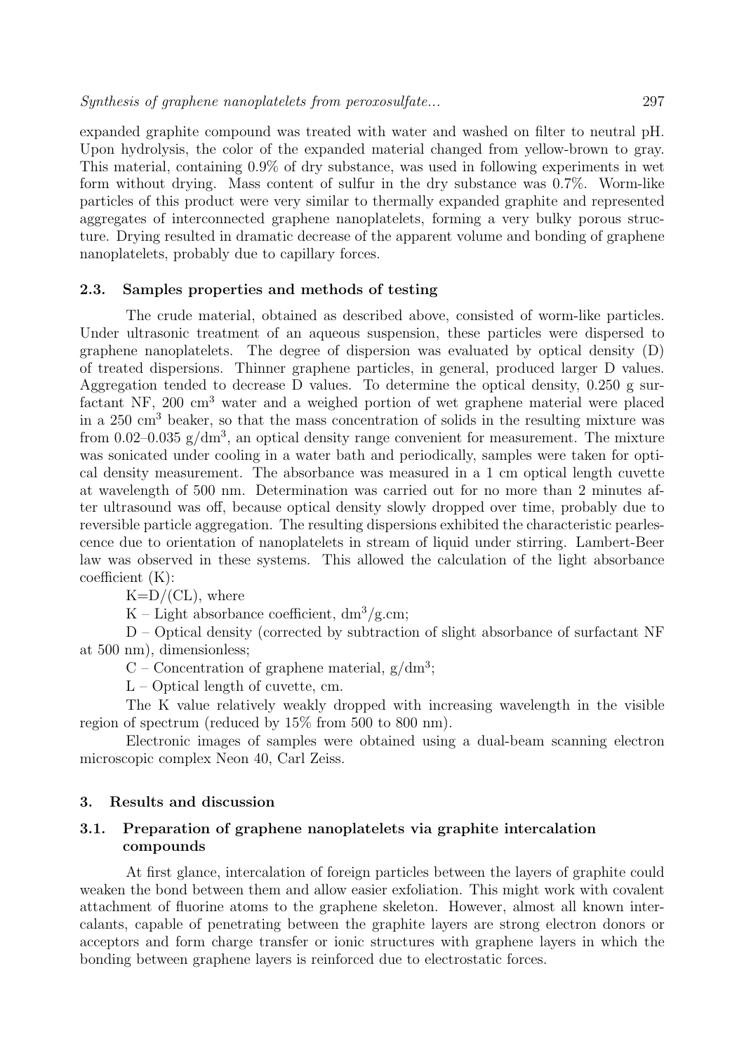expanded graphite compound was treated with water and washed on filter to neutral pH. Upon hydrolysis, the color of the expanded material changed from yellow-brown to gray. This material, containing 0.9% of dry substance, was used in following experiments in wet form without drying. Mass content of sulfur in the dry substance was 0.7%. Worm-like particles of this product were very similar to thermally expanded graphite and represented aggregates of interconnected graphene nanoplatelets, forming a very bulky porous structure. Drying resulted in dramatic decrease of the apparent volume and bonding of graphene nanoplatelets, probably due to capillary forces.

### 2.3. Samples properties and methods of testing

The crude material, obtained as described above, consisted of worm-like particles. Under ultrasonic treatment of an aqueous suspension, these particles were dispersed to graphene nanoplatelets. The degree of dispersion was evaluated by optical density (D) of treated dispersions. Thinner graphene particles, in general, produced larger D values. Aggregation tended to decrease D values. To determine the optical density, 0.250 g surfactant NF, 200 $cm^3$ water and a weighed portion of wet graphene material were placed in a 250 $cm^3$ beaker, so that the mass concentration of solids in the resulting mixture was from 0.02–0.035 $g/dm^3$, an optical density range convenient for measurement. The mixture was sonicated under cooling in a water bath and periodically, samples were taken for optical density measurement. The absorbance was measured in a 1 cm optical length cuvette at wavelength of 500 nm. Determination was carried out for no more than 2 minutes after ultrasound was off, because optical density slowly dropped over time, probably due to reversible particle aggregation. The resulting dispersions exhibited the characteristic pearlescence due to orientation of nanoplatelets in stream of liquid under stirring. Lambert-Beer law was observed in these systems. This allowed the calculation of the light absorbance coefficient (K):

$K=D/(CL)$, where

K – Light absorbance coefficient, $dm^3/g.cm$;

D – Optical density (corrected by subtraction of slight absorbance of surfactant NF at 500 nm), dimensionless;

C – Concentration of graphene material, $g/dm^3$;

L – Optical length of cuvette, cm.

The K value relatively weakly dropped with increasing wavelength in the visible region of spectrum (reduced by 15% from 500 to 800 nm).

Electronic images of samples were obtained using a dual-beam scanning electron microscopic complex Neon 40, Carl Zeiss.

## 3. Results and discussion

### 3.1. Preparation of graphene nanoplatelets via graphite intercalation compounds

At first glance, intercalation of foreign particles between the layers of graphite could weaken the bond between them and allow easier exfoliation. This might work with covalent attachment of fluorine atoms to the graphene skeleton. However, almost all known intercalants, capable of penetrating between the graphite layers are strong electron donors or acceptors and form charge transfer or ionic structures with graphene layers in which the bonding between graphene layers is reinforced due to electrostatic forces.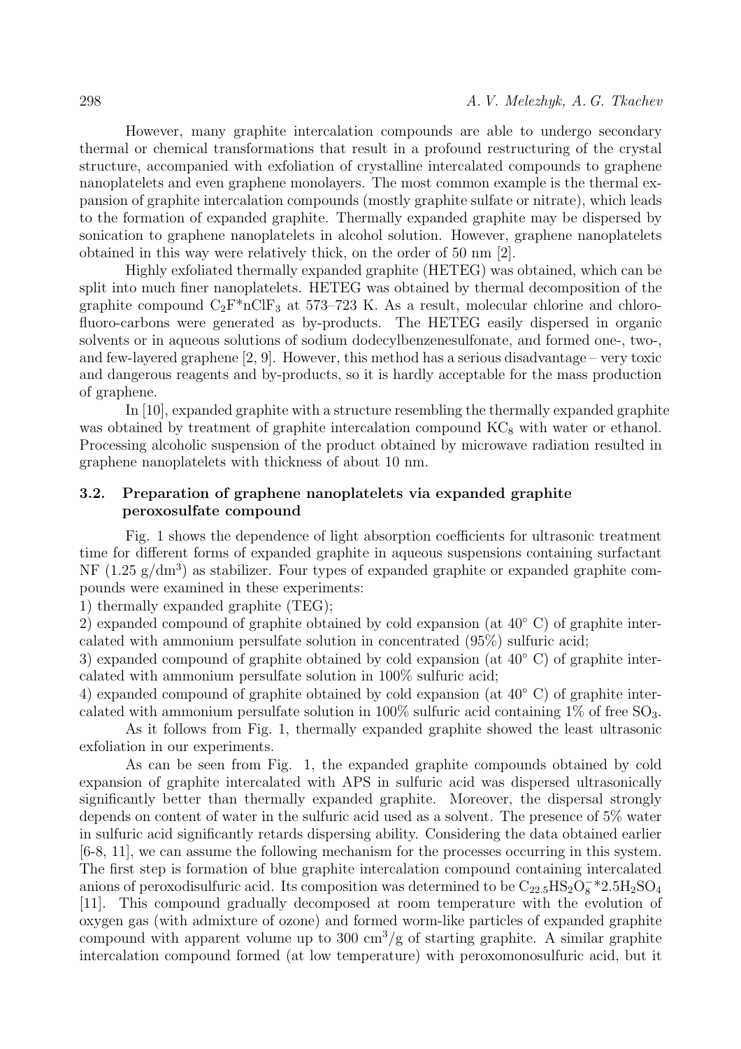However, many graphite intercalation compounds are able to undergo secondary thermal or chemical transformations that result in a profound restructuring of the crystal structure, accompanied with exfoliation of crystalline intercalated compounds to graphene nanoplatelets and even graphene monolayers. The most common example is the thermal expansion of graphite intercalation compounds (mostly graphite sulfate or nitrate), which leads to the formation of expanded graphite. Thermally expanded graphite may be dispersed by sonication to graphene nanoplatelets in alcohol solution. However, graphene nanoplatelets obtained in this way were relatively thick, on the order of 50 nm [2].

Highly exfoliated thermally expanded graphite (HETEG) was obtained, which can be split into much finer nanoplatelets. HETEG was obtained by thermal decomposition of the graphite compound $C_2F$*$nClF_3$ at 573–723 K. As a result, molecular chlorine and chlorofluoro-carbons were generated as by-products. The HETEG easily dispersed in organic solvents or in aqueous solutions of sodium dodecylbenzenesulfonate, and formed one-, two-, and few-layered graphene [2, 9]. However, this method has a serious disadvantage – very toxic and dangerous reagents and by-products, so it is hardly acceptable for the mass production of graphene.

In [10], expanded graphite with a structure resembling the thermally expanded graphite was obtained by treatment of graphite intercalation compound $KC_8$ with water or ethanol. Processing alcoholic suspension of the product obtained by microwave radiation resulted in graphene nanoplatelets with thickness of about 10 nm.

### 3.2. Preparation of graphene nanoplatelets via expanded graphite peroxosulfate compound

Fig. 1 shows the dependence of light absorption coefficients for ultrasonic treatment time for different forms of expanded graphite in aqueous suspensions containing surfactant NF (1.25 g/dm$^3$) as stabilizer. Four types of expanded graphite or expanded graphite compounds were examined in these experiments:

1) thermally expanded graphite (TEG);

2) expanded compound of graphite obtained by cold expansion (at 40° C) of graphite intercalated with ammonium persulfate solution in concentrated (95%) sulfuric acid;

3) expanded compound of graphite obtained by cold expansion (at 40° C) of graphite intercalated with ammonium persulfate solution in 100% sulfuric acid;

4) expanded compound of graphite obtained by cold expansion (at 40° C) of graphite intercalated with ammonium persulfate solution in 100% sulfuric acid containing 1% of free $SO_3$.

As it follows from Fig. 1, thermally expanded graphite showed the least ultrasonic exfoliation in our experiments.

As can be seen from Fig. 1, the expanded graphite compounds obtained by cold expansion of graphite intercalated with APS in sulfuric acid was dispersed ultrasonically significantly better than thermally expanded graphite. Moreover, the dispersal strongly depends on content of water in the sulfuric acid used as a solvent. The presence of 5% water in sulfuric acid significantly retards dispersing ability. Considering the data obtained earlier [6-8, 11], we can assume the following mechanism for the processes occurring in this system. The first step is formation of blue graphite intercalation compound containing intercalated anions of peroxodisulfuric acid. Its composition was determined to be $C_{22.5}HS_2O_8^-$*$2.5H_2SO_4$ [11]. This compound gradually decomposed at room temperature with the evolution of oxygen gas (with admixture of ozone) and formed worm-like particles of expanded graphite compound with apparent volume up to 300 cm$^3$/g of starting graphite. A similar graphite intercalation compound formed (at low temperature) with peroxomonosulfuric acid, but it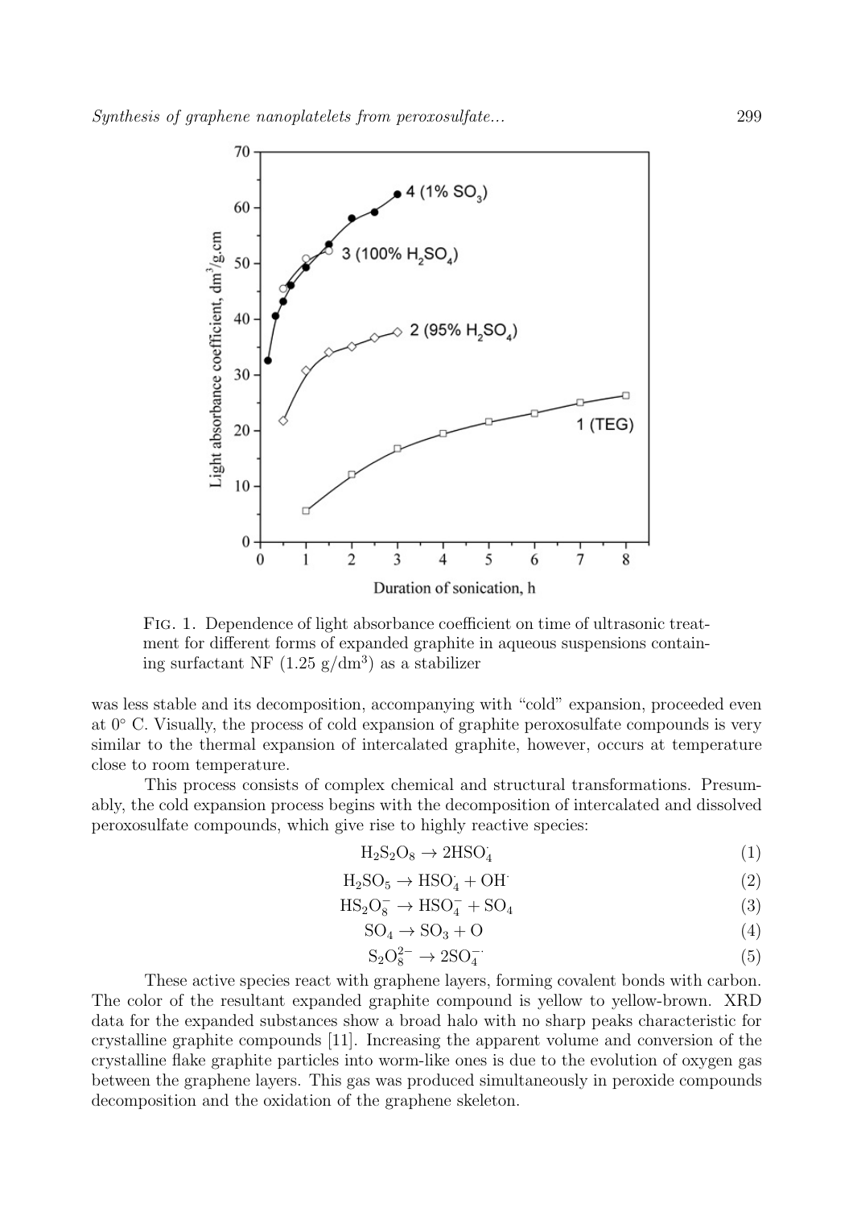Fig. 1. Dependence of light absorbance coefficient on time of ultrasonic treatment for different forms of expanded graphite in aqueous suspensions containing surfactant NF (1.25 g/dm$^3$) as a stabilizer

was less stable and its decomposition, accompanying with "cold" expansion, proceeded even at 0° C. Visually, the process of cold expansion of graphite peroxosulfate compounds is very similar to the thermal expansion of intercalated graphite, however, occurs at temperature close to room temperature.

This process consists of complex chemical and structural transformations. Presumably, the cold expansion process begins with the decomposition of intercalated and dissolved peroxosulfate compounds, which give rise to highly reactive species:

$$H_2S_2O_8 \rightarrow 2HSO_4^{\cdot} \tag{1}$$

$$H_2SO_5 \rightarrow HSO_4^{\cdot} + OH^{\cdot} \tag{2}$$

$$HS_2O_8^- \rightarrow HSO_4^- + SO_4 \tag{3}$$

$$SO_4 \rightarrow SO_3 + O \tag{4}$$

$$S_2O_8^{2-} \rightarrow 2SO_4^{-\cdot} \tag{5}$$

These active species react with graphene layers, forming covalent bonds with carbon. The color of the resultant expanded graphite compound is yellow to yellow-brown. XRD data for the expanded substances show a broad halo with no sharp peaks characteristic for crystalline graphite compounds [11]. Increasing the apparent volume and conversion of the crystalline flake graphite particles into worm-like ones is due to the evolution of oxygen gas between the graphene layers. This gas was produced simultaneously in peroxide compounds decomposition and the oxidation of the graphene skeleton.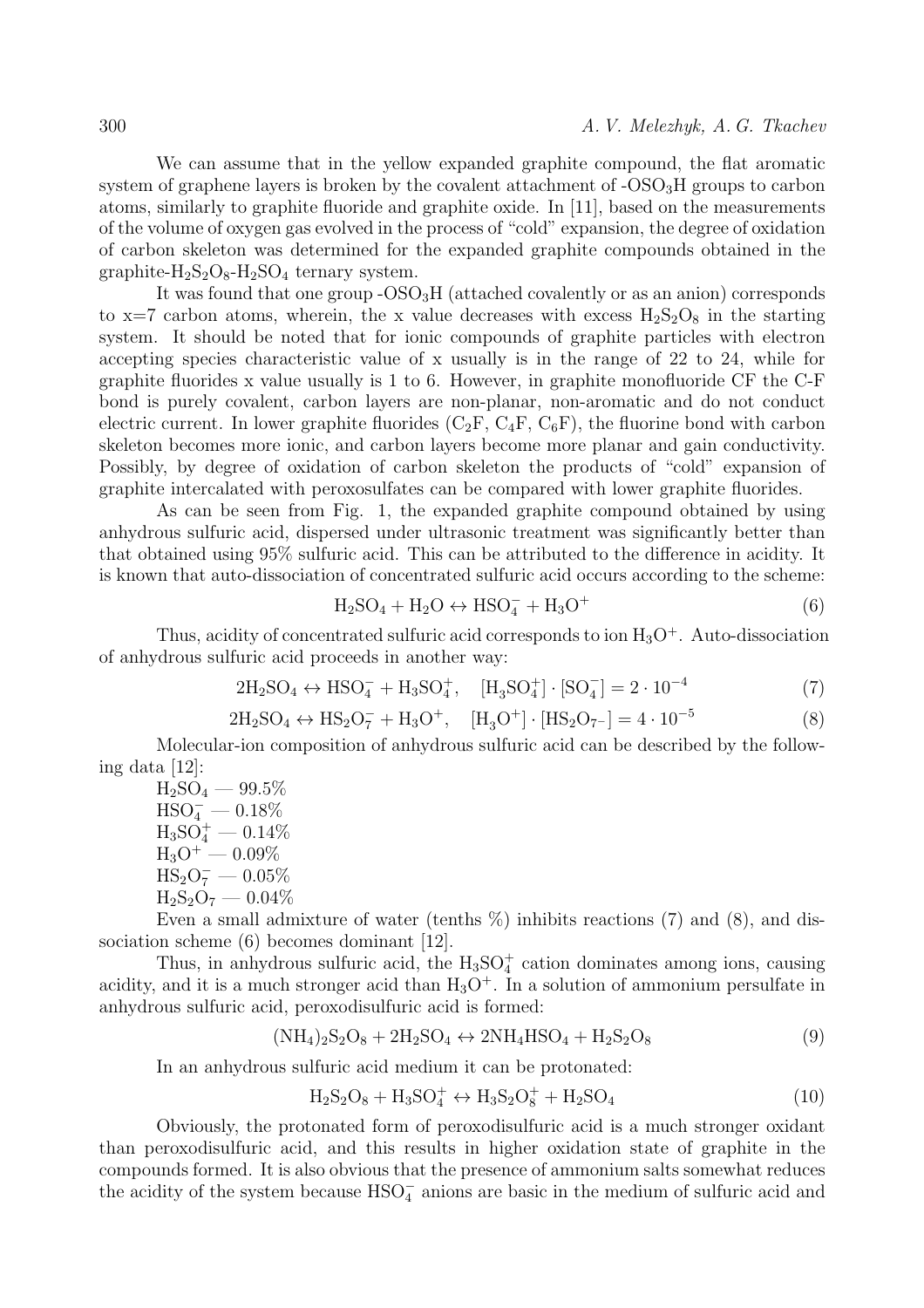We can assume that in the yellow expanded graphite compound, the flat aromatic system of graphene layers is broken by the covalent attachment of $-OSO_3H$ groups to carbon atoms, similarly to graphite fluoride and graphite oxide. In [11], based on the measurements of the volume of oxygen gas evolved in the process of "cold" expansion, the degree of oxidation of carbon skeleton was determined for the expanded graphite compounds obtained in the graphite-$H_2S_2O_8$-$H_2SO_4$ ternary system.

It was found that one group $-OSO_3H$ (attached covalently or as an anion) corresponds to x=7 carbon atoms, wherein, the x value decreases with excess $H_2S_2O_8$ in the starting system. It should be noted that for ionic compounds of graphite particles with electron accepting species characteristic value of x usually is in the range of 22 to 24, while for graphite fluorides x value usually is 1 to 6. However, in graphite monofluoride CF the C-F bond is purely covalent, carbon layers are non-planar, non-aromatic and do not conduct electric current. In lower graphite fluorides ($C_2F$, $C_4F$, $C_6F$), the fluorine bond with carbon skeleton becomes more ionic, and carbon layers become more planar and gain conductivity. Possibly, by degree of oxidation of carbon skeleton the products of "cold" expansion of graphite intercalated with peroxosulfates can be compared with lower graphite fluorides.

As can be seen from Fig. 1, the expanded graphite compound obtained by using anhydrous sulfuric acid, dispersed under ultrasonic treatment was significantly better than that obtained using 95% sulfuric acid. This can be attributed to the difference in acidity. It is known that auto-dissociation of concentrated sulfuric acid occurs according to the scheme:

$$H_2SO_4 + H_2O \leftrightarrow HSO_4^- + H_3O^+ \tag{6}$$

Thus, acidity of concentrated sulfuric acid corresponds to ion $H_3O^+$. Auto-dissociation of anhydrous sulfuric acid proceeds in another way:

$$2H_2SO_4 \leftrightarrow HSO_4^- + H_3SO_4^+, \quad [H_3SO_4^+] \cdot [SO_4^-] = 2 \cdot 10^{-4} \tag{7}$$

$$2H_2SO_4 \leftrightarrow HS_2O_7^- + H_3O^+, \quad [H_3O^+] \cdot [HS_2O_{7^-}] = 4 \cdot 10^{-5} \tag{8}$$

Molecular-ion composition of anhydrous sulfuric acid can be described by the following data [12]:

$H_2SO_4$ — 99.5%
$HSO_4^-$ — 0.18%
$H_3SO_4^+$ — 0.14%
$H_3O^+$ — 0.09%
$HS_2O_7^-$ — 0.05%
$H_2S_2O_7$ — 0.04%

Even a small admixture of water (tenths %) inhibits reactions (7) and (8), and dissociation scheme (6) becomes dominant [12].

Thus, in anhydrous sulfuric acid, the $H_3SO_4^+$ cation dominates among ions, causing acidity, and it is a much stronger acid than $H_3O^+$. In a solution of ammonium persulfate in anhydrous sulfuric acid, peroxodisulfuric acid is formed:

$$(NH_4)_2S_2O_8 + 2H_2SO_4 \leftrightarrow 2NH_4HSO_4 + H_2S_2O_8 \tag{9}$$

In an anhydrous sulfuric acid medium it can be protonated:

$$H_2S_2O_8 + H_3SO_4^+ \leftrightarrow H_3S_2O_8^+ + H_2SO_4 \tag{10}$$

Obviously, the protonated form of peroxodisulfuric acid is a much stronger oxidant than peroxodisulfuric acid, and this results in higher oxidation state of graphite in the compounds formed. It is also obvious that the presence of ammonium salts somewhat reduces the acidity of the system because $HSO_4^-$ anions are basic in the medium of sulfuric acid and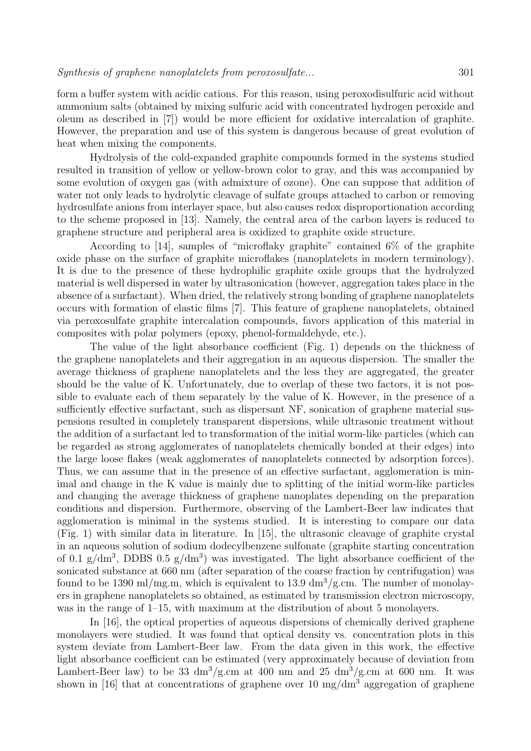form a buffer system with acidic cations. For this reason, using peroxodisulfuric acid without ammonium salts (obtained by mixing sulfuric acid with concentrated hydrogen peroxide and oleum as described in [7]) would be more efficient for oxidative intercalation of graphite. However, the preparation and use of this system is dangerous because of great evolution of heat when mixing the components.

Hydrolysis of the cold-expanded graphite compounds formed in the systems studied resulted in transition of yellow or yellow-brown color to gray, and this was accompanied by some evolution of oxygen gas (with admixture of ozone). One can suppose that addition of water not only leads to hydrolytic cleavage of sulfate groups attached to carbon or removing hydrosulfate anions from interlayer space, but also causes redox disproportionation according to the scheme proposed in [13]. Namely, the central area of the carbon layers is reduced to graphene structure and peripheral area is oxidized to graphite oxide structure.

According to [14], samples of "microflaky graphite" contained 6% of the graphite oxide phase on the surface of graphite microflakes (nanoplatelets in modern terminology). It is due to the presence of these hydrophilic graphite oxide groups that the hydrolyzed material is well dispersed in water by ultrasonication (however, aggregation takes place in the absence of a surfactant). When dried, the relatively strong bonding of graphene nanoplatelets occurs with formation of elastic films [7]. This feature of graphene nanoplatelets, obtained via peroxosulfate graphite intercalation compounds, favors application of this material in composites with polar polymers (epoxy, phenol-formaldehyde, etc.).

The value of the light absorbance coefficient (Fig. 1) depends on the thickness of the graphene nanoplatelets and their aggregation in an aqueous dispersion. The smaller the average thickness of graphene nanoplatelets and the less they are aggregated, the greater should be the value of K. Unfortunately, due to overlap of these two factors, it is not possible to evaluate each of them separately by the value of K. However, in the presence of a sufficiently effective surfactant, such as dispersant NF, sonication of graphene material suspensions resulted in completely transparent dispersions, while ultrasonic treatment without the addition of a surfactant led to transformation of the initial worm-like particles (which can be regarded as strong agglomerates of nanoplatelets chemically bonded at their edges) into the large loose flakes (weak agglomerates of nanoplatelets connected by adsorption forces). Thus, we can assume that in the presence of an effective surfactant, agglomeration is minimal and change in the K value is mainly due to splitting of the initial worm-like particles and changing the average thickness of graphene nanoplates depending on the preparation conditions and dispersion. Furthermore, observing of the Lambert-Beer law indicates that agglomeration is minimal in the systems studied. It is interesting to compare our data (Fig. 1) with similar data in literature. In [15], the ultrasonic cleavage of graphite crystal in an aqueous solution of sodium dodecylbenzene sulfonate (graphite starting concentration of 0.1 $g/dm^3$, DDBS 0.5 $g/dm^3$) was investigated. The light absorbance coefficient of the sonicated substance at 660 nm (after separation of the coarse fraction by centrifugation) was found to be 1390 ml/mg.m, which is equivalent to 13.9 $dm^3$/g.cm. The number of monolayers in graphene nanoplatelets so obtained, as estimated by transmission electron microscopy, was in the range of 1–15, with maximum at the distribution of about 5 monolayers.

In [16], the optical properties of aqueous dispersions of chemically derived graphene monolayers were studied. It was found that optical density vs. concentration plots in this system deviate from Lambert-Beer law. From the data given in this work, the effective light absorbance coefficient can be estimated (very approximately because of deviation from Lambert-Beer law) to be 33 $dm^3$/g.cm at 400 nm and 25 $dm^3$/g.cm at 600 nm. It was shown in [16] that at concentrations of graphene over 10 mg/$dm^3$ aggregation of graphene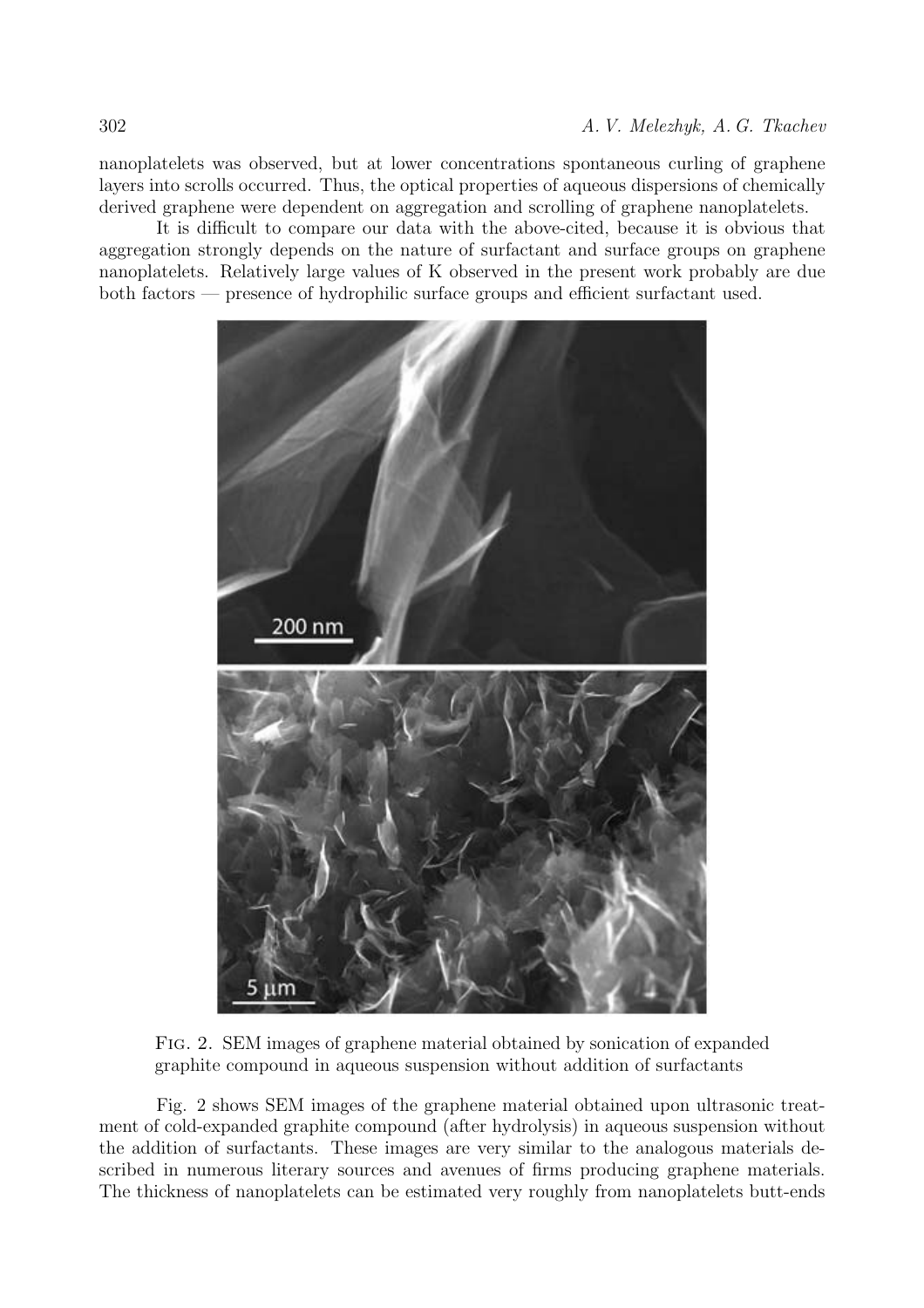nanoplatelets was observed, but at lower concentrations spontaneous curling of graphene layers into scrolls occurred. Thus, the optical properties of aqueous dispersions of chemically derived graphene were dependent on aggregation and scrolling of graphene nanoplatelets.

It is difficult to compare our data with the above-cited, because it is obvious that aggregation strongly depends on the nature of surfactant and surface groups on graphene nanoplatelets. Relatively large values of K observed in the present work probably are due both factors — presence of hydrophilic surface groups and efficient surfactant used.

Fig. 2. SEM images of graphene material obtained by sonication of expanded graphite compound in aqueous suspension without addition of surfactants

Fig. 2 shows SEM images of the graphene material obtained upon ultrasonic treatment of cold-expanded graphite compound (after hydrolysis) in aqueous suspension without the addition of surfactants. These images are very similar to the analogous materials described in numerous literary sources and avenues of firms producing graphene materials. The thickness of nanoplatelets can be estimated very roughly from nanoplatelets butt-ends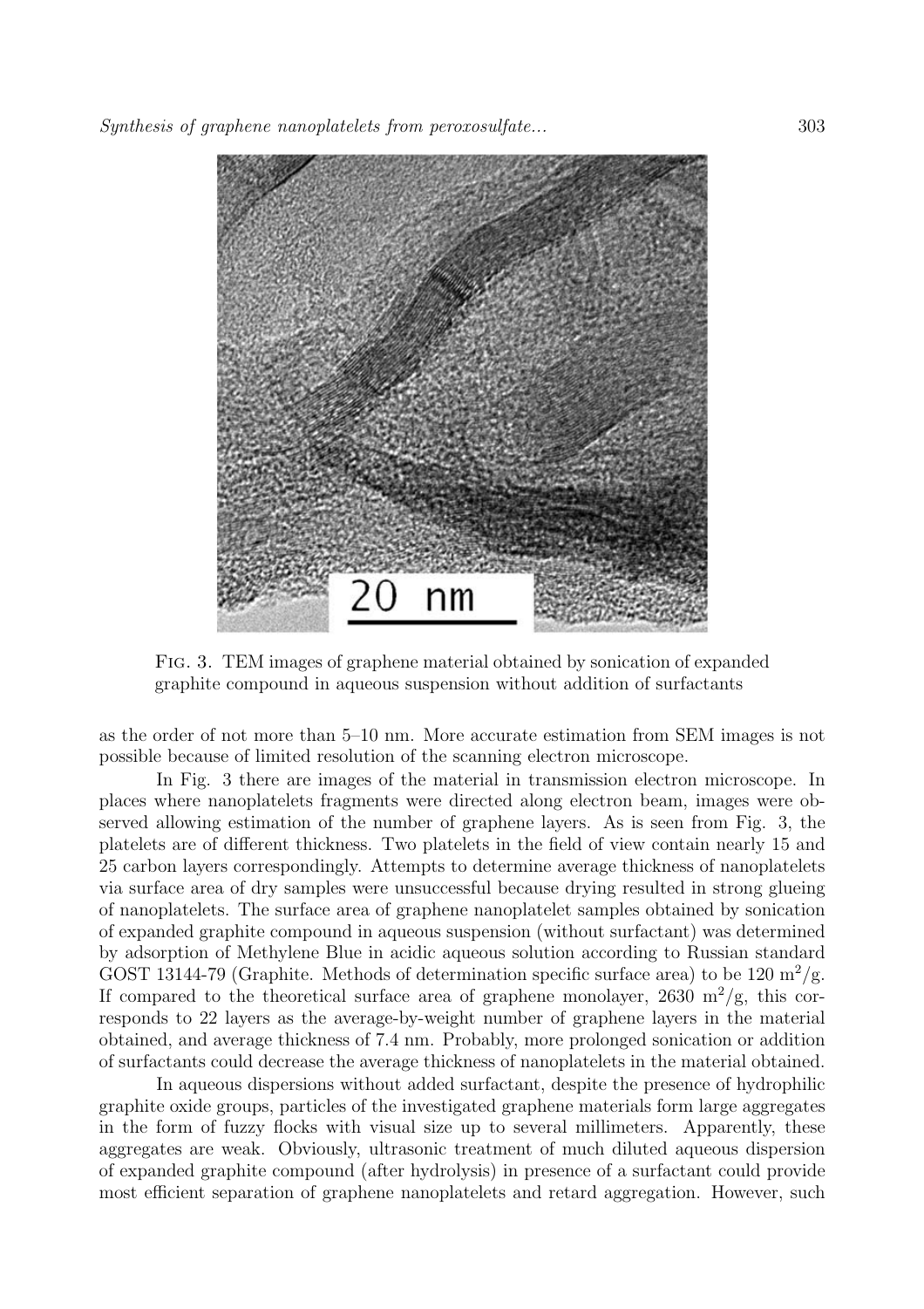Fig. 3. TEM images of graphene material obtained by sonication of expanded graphite compound in aqueous suspension without addition of surfactants

as the order of not more than 5–10 nm. More accurate estimation from SEM images is not possible because of limited resolution of the scanning electron microscope.

In Fig. 3 there are images of the material in transmission electron microscope. In places where nanoplatelets fragments were directed along electron beam, images were observed allowing estimation of the number of graphene layers. As is seen from Fig. 3, the platelets are of different thickness. Two platelets in the field of view contain nearly 15 and 25 carbon layers correspondingly. Attempts to determine average thickness of nanoplatelets via surface area of dry samples were unsuccessful because drying resulted in strong glueing of nanoplatelets. The surface area of graphene nanoplatelet samples obtained by sonication of expanded graphite compound in aqueous suspension (without surfactant) was determined by adsorption of Methylene Blue in acidic aqueous solution according to Russian standard GOST 13144-79 (Graphite. Methods of determination specific surface area) to be 120 $m^2/g$. If compared to the theoretical surface area of graphene monolayer, 2630 $m^2/g$, this corresponds to 22 layers as the average-by-weight number of graphene layers in the material obtained, and average thickness of 7.4 nm. Probably, more prolonged sonication or addition of surfactants could decrease the average thickness of nanoplatelets in the material obtained.

In aqueous dispersions without added surfactant, despite the presence of hydrophilic graphite oxide groups, particles of the investigated graphene materials form large aggregates in the form of fuzzy flocks with visual size up to several millimeters. Apparently, these aggregates are weak. Obviously, ultrasonic treatment of much diluted aqueous dispersion of expanded graphite compound (after hydrolysis) in presence of a surfactant could provide most efficient separation of graphene nanoplatelets and retard aggregation. However, such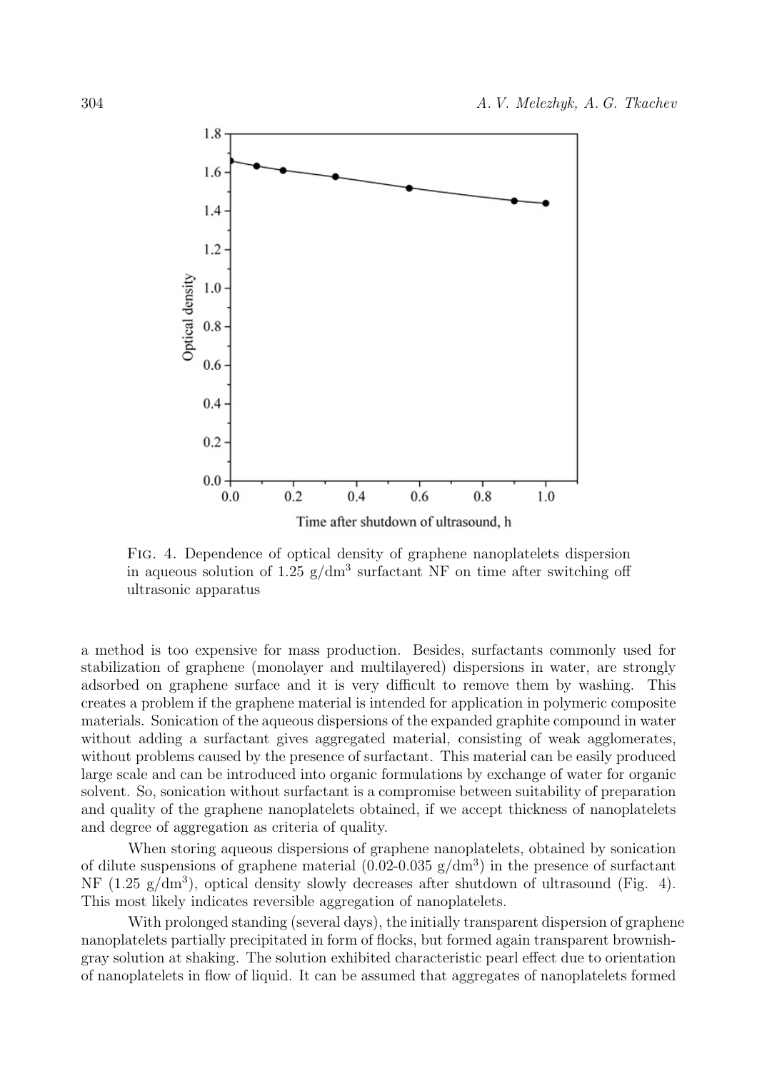Fig. 4. Dependence of optical density of graphene nanoplatelets dispersion in aqueous solution of 1.25 g/dm$^3$ surfactant NF on time after switching off ultrasonic apparatus

a method is too expensive for mass production. Besides, surfactants commonly used for stabilization of graphene (monolayer and multilayered) dispersions in water, are strongly adsorbed on graphene surface and it is very difficult to remove them by washing. This creates a problem if the graphene material is intended for application in polymeric composite materials. Sonication of the aqueous dispersions of the expanded graphite compound in water without adding a surfactant gives aggregated material, consisting of weak agglomerates, without problems caused by the presence of surfactant. This material can be easily produced large scale and can be introduced into organic formulations by exchange of water for organic solvent. So, sonication without surfactant is a compromise between suitability of preparation and quality of the graphene nanoplatelets obtained, if we accept thickness of nanoplatelets and degree of aggregation as criteria of quality.

When storing aqueous dispersions of graphene nanoplatelets, obtained by sonication of dilute suspensions of graphene material (0.02-0.035 g/dm$^3$) in the presence of surfactant NF (1.25 g/dm$^3$), optical density slowly decreases after shutdown of ultrasound (Fig. 4). This most likely indicates reversible aggregation of nanoplatelets.

With prolonged standing (several days), the initially transparent dispersion of graphene nanoplatelets partially precipitated in form of flocks, but formed again transparent brownish-gray solution at shaking. The solution exhibited characteristic pearl effect due to orientation of nanoplatelets in flow of liquid. It can be assumed that aggregates of nanoplatelets formed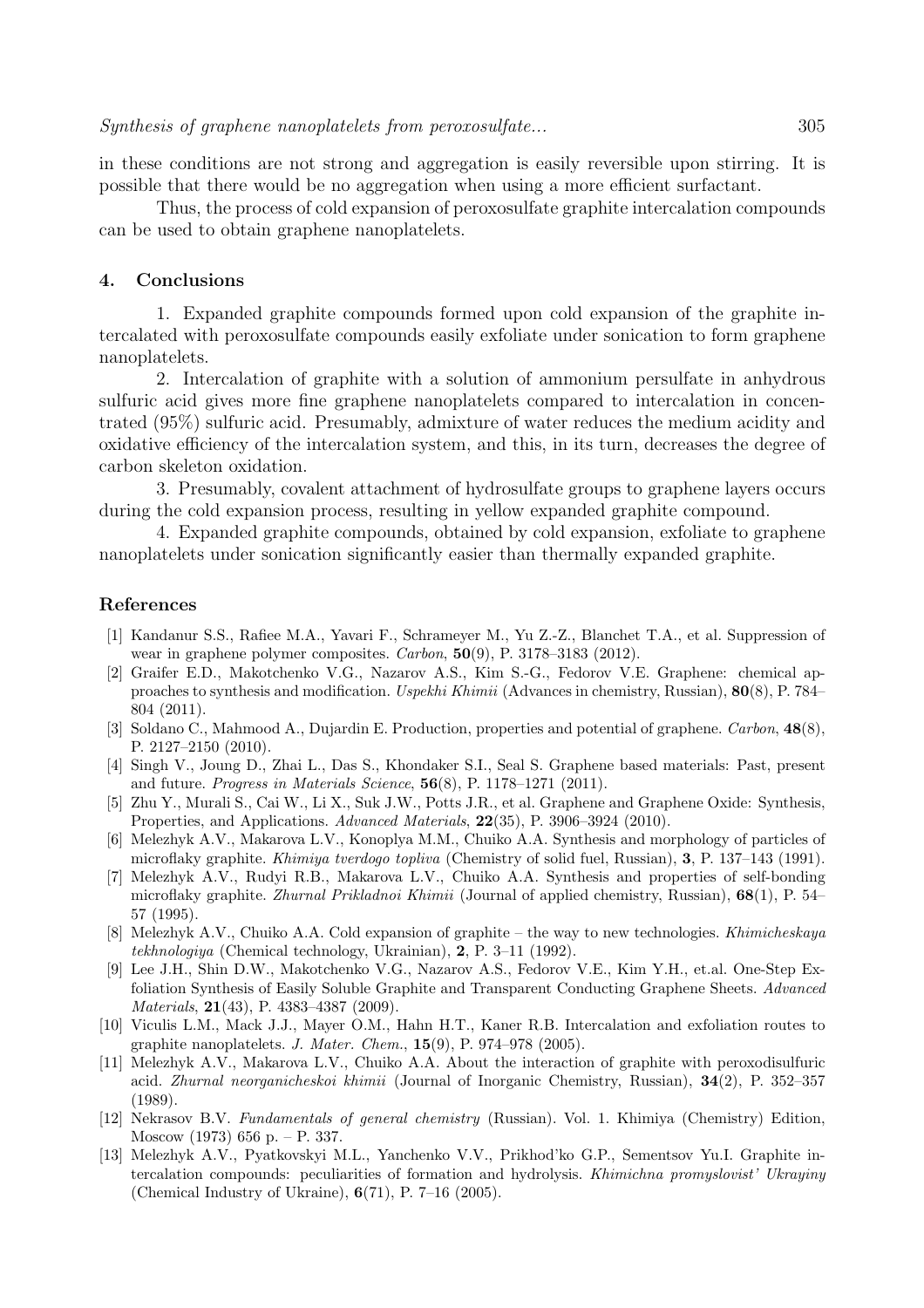in these conditions are not strong and aggregation is easily reversible upon stirring. It is possible that there would be no aggregation when using a more efficient surfactant.

Thus, the process of cold expansion of peroxosulfate graphite intercalation compounds can be used to obtain graphene nanoplatelets.

## 4. Conclusions

1. Expanded graphite compounds formed upon cold expansion of the graphite intercalated with peroxosulfate compounds easily exfoliate under sonication to form graphene nanoplatelets.

2. Intercalation of graphite with a solution of ammonium persulfate in anhydrous sulfuric acid gives more fine graphene nanoplatelets compared to intercalation in concentrated (95%) sulfuric acid. Presumably, admixture of water reduces the medium acidity and oxidative efficiency of the intercalation system, and this, in its turn, decreases the degree of carbon skeleton oxidation.

3. Presumably, covalent attachment of hydrosulfate groups to graphene layers occurs during the cold expansion process, resulting in yellow expanded graphite compound.

4. Expanded graphite compounds, obtained by cold expansion, exfoliate to graphene nanoplatelets under sonication significantly easier than thermally expanded graphite.

## References

[1] Kandanur S.S., Rafiee M.A., Yavari F., Schrameyer M., Yu Z.-Z., Blanchet T.A., et al. Suppression of wear in graphene polymer composites. *Carbon*, **50**(9), P. 3178–3183 (2012).

[2] Graifer E.D., Makotchenko V.G., Nazarov A.S., Kim S.-G., Fedorov V.E. Graphene: chemical approaches to synthesis and modification. *Uspekhi Khimii* (Advances in chemistry, Russian), **80**(8), P. 784–804 (2011).

[3] Soldano C., Mahmood A., Dujardin E. Production, properties and potential of graphene. *Carbon*, **48**(8), P. 2127–2150 (2010).

[4] Singh V., Joung D., Zhai L., Das S., Khondaker S.I., Seal S. Graphene based materials: Past, present and future. *Progress in Materials Science*, **56**(8), P. 1178–1271 (2011).

[5] Zhu Y., Murali S., Cai W., Li X., Suk J.W., Potts J.R., et al. Graphene and Graphene Oxide: Synthesis, Properties, and Applications. *Advanced Materials*, **22**(35), P. 3906–3924 (2010).

[6] Melezhyk A.V., Makarova L.V., Konoplya M.M., Chuiko A.A. Synthesis and morphology of particles of microflaky graphite. *Khimiya tverdogo topliva* (Chemistry of solid fuel, Russian), **3**, P. 137–143 (1991).

[7] Melezhyk A.V., Rudyi R.B., Makarova L.V., Chuiko A.A. Synthesis and properties of self-bonding microflaky graphite. *Zhurnal Prikladnoi Khimii* (Journal of applied chemistry, Russian), **68**(1), P. 54–57 (1995).

[8] Melezhyk A.V., Chuiko A.A. Cold expansion of graphite – the way to new technologies. *Khimicheskaya tekhnologiya* (Chemical technology, Ukrainian), **2**, P. 3–11 (1992).

[9] Lee J.H., Shin D.W., Makotchenko V.G., Nazarov A.S., Fedorov V.E., Kim Y.H., et.al. One-Step Exfoliation Synthesis of Easily Soluble Graphite and Transparent Conducting Graphene Sheets. *Advanced Materials*, **21**(43), P. 4383–4387 (2009).

[10] Viculis L.M., Mack J.J., Mayer O.M., Hahn H.T., Kaner R.B. Intercalation and exfoliation routes to graphite nanoplatelets. *J. Mater. Chem.*, **15**(9), P. 974–978 (2005).

[11] Melezhyk A.V., Makarova L.V., Chuiko A.A. About the interaction of graphite with peroxodisulfuric acid. *Zhurnal neorganicheskoi khimii* (Journal of Inorganic Chemistry, Russian), **34**(2), P. 352–357 (1989).

[12] Nekrasov B.V. *Fundamentals of general chemistry* (Russian). Vol. 1. Khimiya (Chemistry) Edition, Moscow (1973) 656 p. – P. 337.

[13] Melezhyk A.V., Pyatkovskyi M.L., Yanchenko V.V., Prikhod'ko G.P., Sementsov Yu.I. Graphite intercalation compounds: peculiarities of formation and hydrolysis. *Khimichna promyslovist' Ukrayiny* (Chemical Industry of Ukraine), **6**(71), P. 7–16 (2005).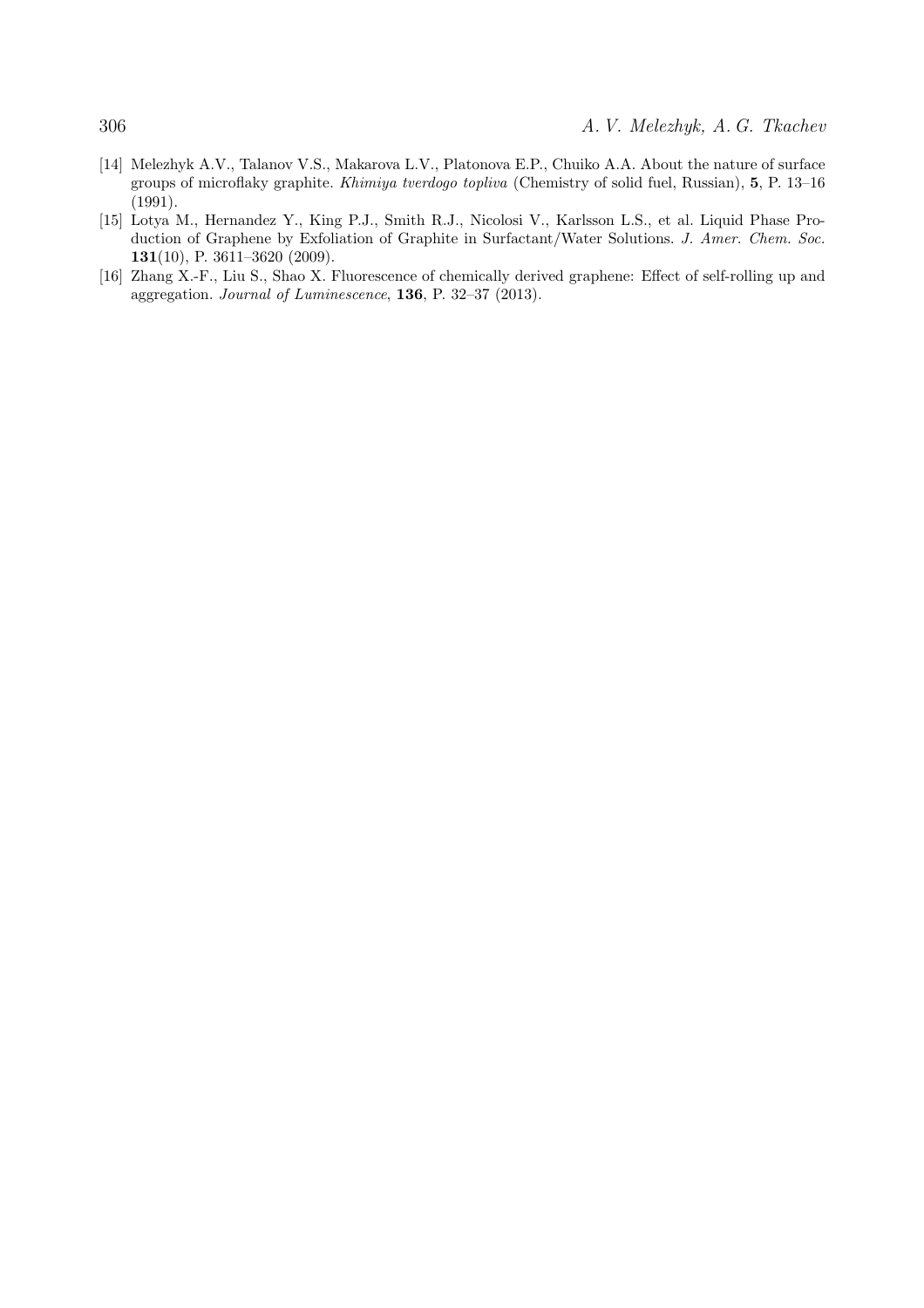[14] Melezhyk A.V., Talanov V.S., Makarova L.V., Platonova E.P., Chuiko A.A. About the nature of surface groups of microflaky graphite. *Khimiya tverdogo topliva* (Chemistry of solid fuel, Russian), **5**, P. 13–16 (1991).

[15] Lotya M., Hernandez Y., King P.J., Smith R.J., Nicolosi V., Karlsson L.S., et al. Liquid Phase Production of Graphene by Exfoliation of Graphite in Surfactant/Water Solutions. *J. Amer. Chem. Soc.* **131**(10), P. 3611–3620 (2009).

[16] Zhang X.-F., Liu S., Shao X. Fluorescence of chemically derived graphene: Effect of self-rolling up and aggregation. *Journal of Luminescence*, **136**, P. 32–37 (2013).